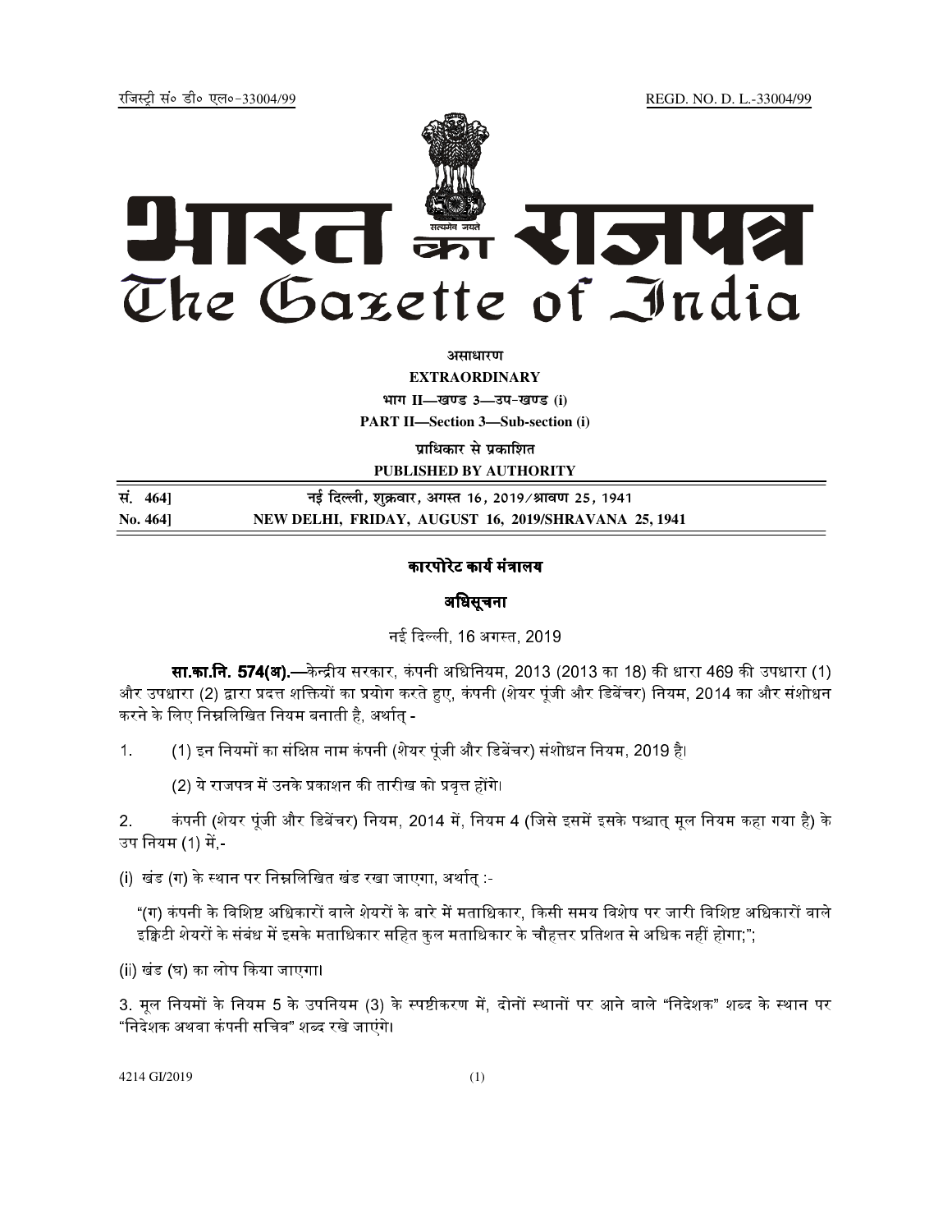रजिस्ट्री सं० डी० एल०-33004/99 REGD. NO. D. L.-33004/99

# भारत का राजपत्र
# The Gazette of India

**असाधारण**

**EXTRAORDINARY**

**भाग II—खण्ड 3—उप-खण्ड (i)**

**PART II—Section 3—Sub-section (i)**

**प्राधिकार से प्रकाशित**

**PUBLISHED BY AUTHORITY**

| सं. 464] | नई दिल्ली, शुक्रवार, अगस्त 16, 2019/श्रावण 25, 1941 |
|---|---|
| **No. 464]** | **NEW DELHI, FRIDAY, AUGUST 16, 2019/SHRAVANA 25, 1941** |

## कारपोरेट कार्य मंत्रालय

## अधिसूचना

नई दिल्ली, 16 अगस्त, 2019

**सा.का.नि. 574(अ).**—केन्द्रीय सरकार, कंपनी अधिनियम, 2013 (2013 का 18) की धारा 469 की उपधारा (1) और उपधारा (2) द्वारा प्रदत्त शक्तियों का प्रयोग करते हुए, कंपनी (शेयर पूंजी और डिबेंचर) नियम, 2014 का और संशोधन करने के लिए निम्नलिखित नियम बनाती है, अर्थात् -

1. (1) इन नियमों का संक्षिप्त नाम कंपनी (शेयर पूंजी और डिबेंचर) संशोधन नियम, 2019 है।

   (2) ये राजपत्र में उनके प्रकाशन की तारीख को प्रवृत्त होंगे।

2. कंपनी (शेयर पूंजी और डिबेंचर) नियम, 2014 में, नियम 4 (जिसे इसमें इसके पश्चात् मूल नियम कहा गया है) के उप नियम (1) में,-

(i) खंड (ग) के स्थान पर निम्नलिखित खंड रखा जाएगा, अर्थात् :-

"(ग) कंपनी के विशिष्ट अधिकारों वाले शेयरों के बारे में मताधिकार, किसी समय विशेष पर जारी विशिष्ट अधिकारों वाले इक्विटी शेयरों के संबंध में इसके मताधिकार सहित कुल मताधिकार के चौहत्तर प्रतिशत से अधिक नहीं होगा;";

(ii) खंड (घ) का लोप किया जाएगा।

3. मूल नियमों के नियम 5 के उपनियम (3) के स्पष्टीकरण में, दोनों स्थानों पर आने वाले "निदेशक" शब्द के स्थान पर "निदेशक अथवा कंपनी सचिव" शब्द रखे जाएंगे।

4214 GI/2019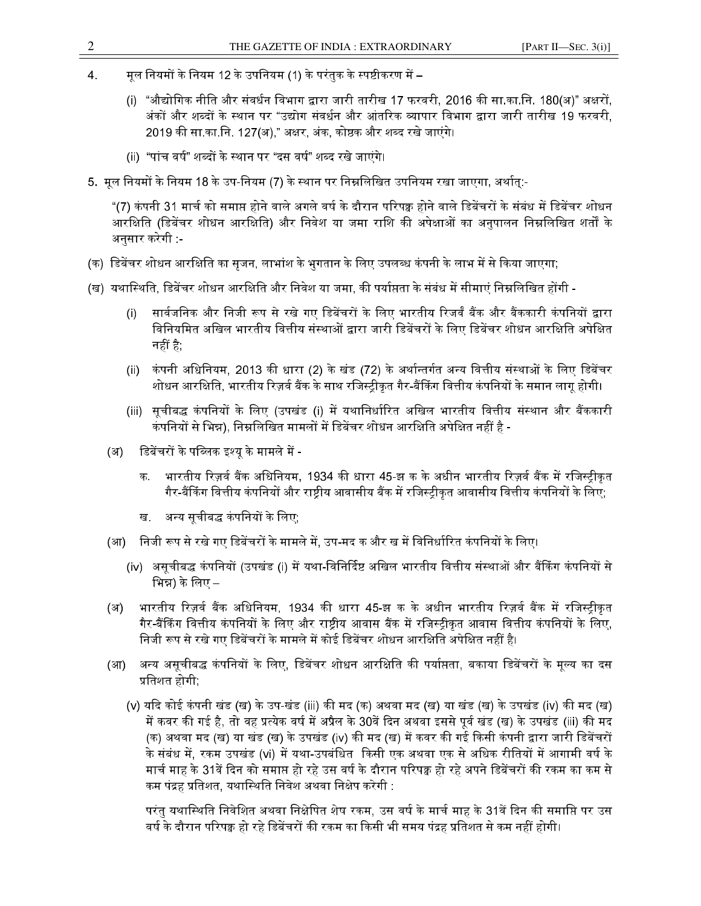4. मूल नियमों के नियम 12 के उपनियम (1) के परंतुक के स्पष्टीकरण में –

   (i) "औद्योगिक नीति और संवर्धन विभाग द्वारा जारी तारीख 17 फरवरी, 2016 की सा.का.नि. 180(अ)" अक्षरों, अंकों और शब्दों के स्थान पर "उद्योग संवर्धन और आंतरिक व्यापार विभाग द्वारा जारी तारीख 19 फरवरी, 2019 की सा.का.नि. 127(अ)," अक्षर, अंक, कोष्ठक और शब्द रखे जाएंगे।

   (ii) "पांच वर्ष" शब्दों के स्थान पर "दस वर्ष" शब्द रखे जाएंगे।

5. मूल नियमों के नियम 18 के उप-नियम (7) के स्थान पर निम्नलिखित उपनियम रखा जाएगा, अर्थात्:-

"(7) कंपनी 31 मार्च को समाप्त होने वाले अगले वर्ष के दौरान परिपक्व होने वाले डिबेंचरों के संबंध में डिबेंचर शोधन आरक्षिति (डिबेंचर शोधन आरक्षिति) और निवेश या जमा राशि की अपेक्षाओं का अनुपालन निम्नलिखित शर्तों के अनुसार करेगी :-

(क) डिबेंचर शोधन आरक्षिति का सृजन, लाभांश के भुगतान के लिए उपलब्ध कंपनी के लाभ में से किया जाएगा;

(ख) यथास्थिति, डिबेंचर शोधन आरक्षिति और निवेश या जमा, की पर्याप्तता के संबंध में सीमाएं निम्नलिखित होंगी -

   (i) सार्वजनिक और निजी रूप से रखे गए डिबेंचरों के लिए भारतीय रिजर्व बैंक और बैंककारी कंपनियों द्वारा विनियमित अखिल भारतीय वित्तीय संस्थाओं द्वारा जारी डिबेंचरों के लिए डिबेंचर शोधन आरक्षिति अपेक्षित नहीं है;

   (ii) कंपनी अधिनियम, 2013 की धारा (2) के खंड (72) के अर्थान्तर्गत अन्य वित्तीय संस्थाओं के लिए डिबेंचर शोधन आरक्षिति, भारतीय रिज़र्व बैंक के साथ रजिस्ट्रीकृत गैर-बैंकिंग वित्तीय कंपनियों के समान लागू होगी।

   (iii) सूचीबद्ध कंपनियों के लिए (उपखंड (i) में यथानिर्धारित अखिल भारतीय वित्तीय संस्थान और बैंककारी कंपनियों से भिन्न), निम्नलिखित मामलों में डिबेंचर शोधन आरक्षिति अपेक्षित नहीं है -

   (अ) डिबेंचरों के पब्लिक इश्यू के मामले में -

      क. भारतीय रिज़र्व बैंक अधिनियम, 1934 की धारा 45-झ क के अधीन भारतीय रिज़र्व बैंक में रजिस्ट्रीकृत गैर-बैंकिंग वित्तीय कंपनियों और राष्ट्रीय आवासीय बैंक में रजिस्ट्रीकृत आवासीय वित्तीय कंपनियों के लिए;

      ख. अन्य सूचीबद्ध कंपनियों के लिए;

   (आ) निजी रूप से रखे गए डिबेंचरों के मामले में, उप-मद क और ख में विनिर्धारित कंपनियों के लिए।

   (iv) असूचीबद्ध कंपनियों (उपखंड (i) में यथा-विनिर्दिष्ट अखिल भारतीय वित्तीय संस्थाओं और बैंकिंग कंपनियों से भिन्न) के लिए –

   (अ) भारतीय रिज़र्व बैंक अधिनियम, 1934 की धारा 45-झ क के अधीन भारतीय रिज़र्व बैंक में रजिस्ट्रीकृत गैर-बैंकिंग वित्तीय कंपनियों के लिए और राष्ट्रीय आवास बैंक में रजिस्ट्रीकृत आवास वित्तीय कंपनियों के लिए, निजी रूप से रखे गए डिबेंचरों के मामले में कोई डिबेंचर शोधन आरक्षिति अपेक्षित नहीं है।

   (आ) अन्य असूचीबद्ध कंपनियों के लिए, डिबेंचर शोधन आरक्षिति की पर्याप्तता, बकाया डिबेंचरों के मूल्य का दस प्रतिशत होगी;

   (v) यदि कोई कंपनी खंड (ख) के उप-खंड (iii) की मद (क) अथवा मद (ख) या खंड (ख) के उपखंड (iv) की मद (ख) में कवर की गई है, तो वह प्रत्येक वर्ष में अप्रैल के 30वें दिन अथवा इससे पूर्व खंड (ख) के उपखंड (iii) की मद (क) अथवा मद (ख) या खंड (ख) के उपखंड (iv) की मद (ख) में कवर की गई किसी कंपनी द्वारा जारी डिबेंचरों के संबंध में, रकम उपखंड (vi) में यथा-उपबंधित किसी एक अथवा एक से अधिक रीतियों में आगामी वर्ष के मार्च माह के 31वें दिन को समाप्त हो रहे उस वर्ष के दौरान परिपक्व हो रहे अपने डिबेंचरों की रकम का कम से कम पंद्रह प्रतिशत, यथास्थिति निवेश अथवा निक्षेप करेगी :

   परंतु यथास्थिति निवेशित अथवा निक्षेपित शेष रकम, उस वर्ष के मार्च माह के 31वें दिन की समाप्ति पर उस वर्ष के दौरान परिपक्व हो रहे डिबेंचरों की रकम का किसी भी समय पंद्रह प्रतिशत से कम नहीं होगी।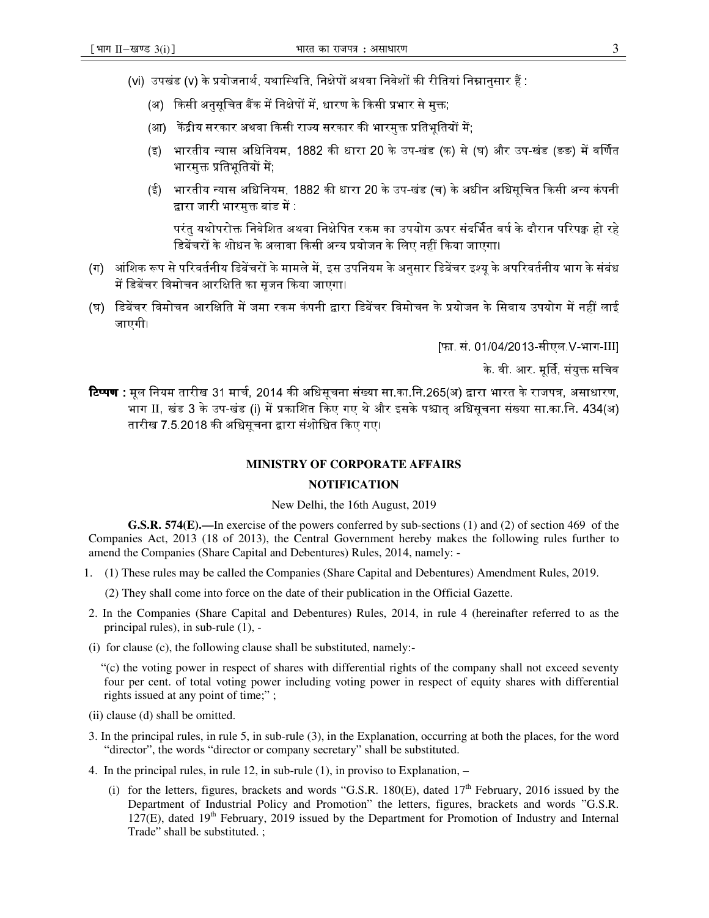(vi) उपखंड (v) के प्रयोजनार्थ, यथास्थिति, निक्षेपों अथवा निवेशों की रीतियां निम्नानुसार हैं :

(अ) किसी अनुसूचित बैंक में निक्षेपों में, धारण के किसी प्रभार से मुक्त;

(आ) केंद्रीय सरकार अथवा किसी राज्य सरकार की भारमुक्त प्रतिभूतियों में;

(इ) भारतीय न्यास अधिनियम, 1882 की धारा 20 के उप-खंड (क) से (घ) और उप-खंड (ङङ) में वर्णित भारमुक्त प्रतिभूतियों में;

(ई) भारतीय न्यास अधिनियम, 1882 की धारा 20 के उप-खंड (च) के अधीन अधिसूचित किसी अन्य कंपनी द्वारा जारी भारमुक्त बांड में :

परंतु यथोपरोक्त निवेशित अथवा निक्षेपित रकम का उपयोग ऊपर संदर्भित वर्ष के दौरान परिपक्व हो रहे डिबेंचरों के शोधन के अलावा किसी अन्य प्रयोजन के लिए नहीं किया जाएगा।

(ग) आंशिक रूप से परिवर्तनीय डिबेंचरों के मामले में, इस उपनियम के अनुसार डिबेंचर इश्यू के अपरिवर्तनीय भाग के संबंध में डिबेंचर विमोचन आरक्षिति का सृजन किया जाएगा।

(घ) डिबेंचर विमोचन आरक्षिति में जमा रकम कंपनी द्वारा डिबेंचर विमोचन के प्रयोजन के सिवाय उपयोग में नहीं लाई जाएगी।

[फा. सं. 01/04/2013-सीएल.V-भाग-III]

के. वी. आर. मूर्ति, संयुक्त सचिव

**टिप्पण :** मूल नियम तारीख 31 मार्च, 2014 की अधिसूचना संख्या सा.का.नि.265(अ) द्वारा भारत के राजपत्र, असाधारण, भाग II, खंड 3 के उप-खंड (i) में प्रकाशित किए गए थे और इसके पश्चात् अधिसूचना संख्या सा.का.नि. 434(अ) तारीख 7.5.2018 की अधिसूचना द्वारा संशोधित किए गए।

**MINISTRY OF CORPORATE AFFAIRS**

**NOTIFICATION**

New Delhi, the 16th August, 2019

**G.S.R. 574(E).—**In exercise of the powers conferred by sub-sections (1) and (2) of section 469 of the Companies Act, 2013 (18 of 2013), the Central Government hereby makes the following rules further to amend the Companies (Share Capital and Debentures) Rules, 2014, namely: -

1. (1) These rules may be called the Companies (Share Capital and Debentures) Amendment Rules, 2019.

   (2) They shall come into force on the date of their publication in the Official Gazette.

2. In the Companies (Share Capital and Debentures) Rules, 2014, in rule 4 (hereinafter referred to as the principal rules), in sub-rule (1), -

(i) for clause (c), the following clause shall be substituted, namely:-

"(c) the voting power in respect of shares with differential rights of the company shall not exceed seventy four per cent. of total voting power including voting power in respect of equity shares with differential rights issued at any point of time;" ;

(ii) clause (d) shall be omitted.

3. In the principal rules, in rule 5, in sub-rule (3), in the Explanation, occurring at both the places, for the word "director", the words "director or company secretary" shall be substituted.

4. In the principal rules, in rule 12, in sub-rule (1), in proviso to Explanation, –

   (i) for the letters, figures, brackets and words "G.S.R. 180(E), dated 17th February, 2016 issued by the Department of Industrial Policy and Promotion" the letters, figures, brackets and words "G.S.R. 127(E), dated 19th February, 2019 issued by the Department for Promotion of Industry and Internal Trade" shall be substituted. ;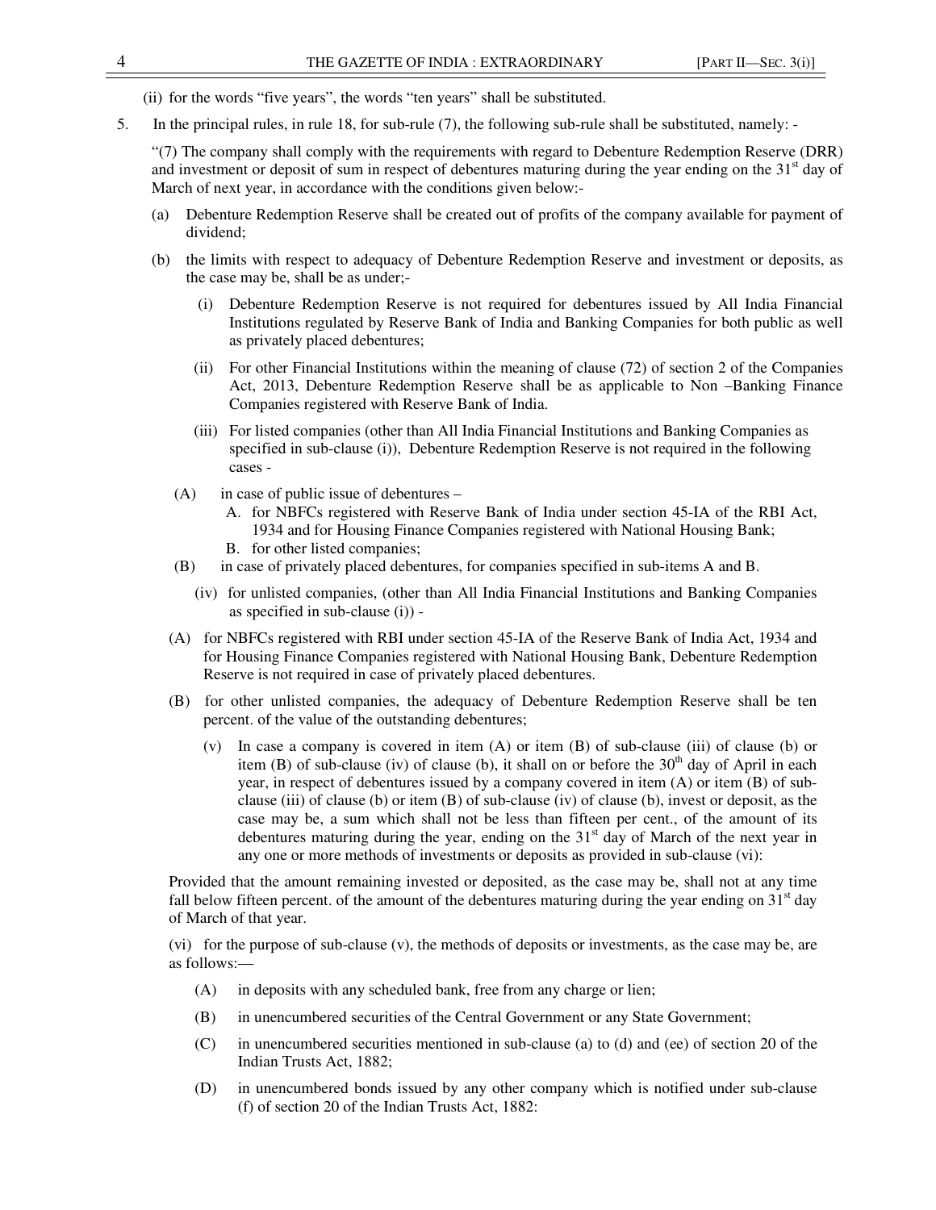(ii) for the words "five years", the words "ten years" shall be substituted.

5. In the principal rules, in rule 18, for sub-rule (7), the following sub-rule shall be substituted, namely: -

"(7) The company shall comply with the requirements with regard to Debenture Redemption Reserve (DRR) and investment or deposit of sum in respect of debentures maturing during the year ending on the 31st day of March of next year, in accordance with the conditions given below:-

(a) Debenture Redemption Reserve shall be created out of profits of the company available for payment of dividend;

(b) the limits with respect to adequacy of Debenture Redemption Reserve and investment or deposits, as the case may be, shall be as under;-

(i) Debenture Redemption Reserve is not required for debentures issued by All India Financial Institutions regulated by Reserve Bank of India and Banking Companies for both public as well as privately placed debentures;

(ii) For other Financial Institutions within the meaning of clause (72) of section 2 of the Companies Act, 2013, Debenture Redemption Reserve shall be as applicable to Non –Banking Finance Companies registered with Reserve Bank of India.

(iii) For listed companies (other than All India Financial Institutions and Banking Companies as specified in sub-clause (i)), Debenture Redemption Reserve is not required in the following cases -

(A) in case of public issue of debentures –

A. for NBFCs registered with Reserve Bank of India under section 45-IA of the RBI Act, 1934 and for Housing Finance Companies registered with National Housing Bank;

B. for other listed companies;

(B) in case of privately placed debentures, for companies specified in sub-items A and B.

(iv) for unlisted companies, (other than All India Financial Institutions and Banking Companies as specified in sub-clause (i)) -

(A) for NBFCs registered with RBI under section 45-IA of the Reserve Bank of India Act, 1934 and for Housing Finance Companies registered with National Housing Bank, Debenture Redemption Reserve is not required in case of privately placed debentures.

(B) for other unlisted companies, the adequacy of Debenture Redemption Reserve shall be ten percent. of the value of the outstanding debentures;

(v) In case a company is covered in item (A) or item (B) of sub-clause (iii) of clause (b) or item (B) of sub-clause (iv) of clause (b), it shall on or before the 30th day of April in each year, in respect of debentures issued by a company covered in item (A) or item (B) of sub-clause (iii) of clause (b) or item (B) of sub-clause (iv) of clause (b), invest or deposit, as the case may be, a sum which shall not be less than fifteen per cent., of the amount of its debentures maturing during the year, ending on the 31st day of March of the next year in any one or more methods of investments or deposits as provided in sub-clause (vi):

Provided that the amount remaining invested or deposited, as the case may be, shall not at any time fall below fifteen percent. of the amount of the debentures maturing during the year ending on 31st day of March of that year.

(vi) for the purpose of sub-clause (v), the methods of deposits or investments, as the case may be, are as follows:—

(A) in deposits with any scheduled bank, free from any charge or lien;

(B) in unencumbered securities of the Central Government or any State Government;

(C) in unencumbered securities mentioned in sub-clause (a) to (d) and (ee) of section 20 of the Indian Trusts Act, 1882;

(D) in unencumbered bonds issued by any other company which is notified under sub-clause (f) of section 20 of the Indian Trusts Act, 1882: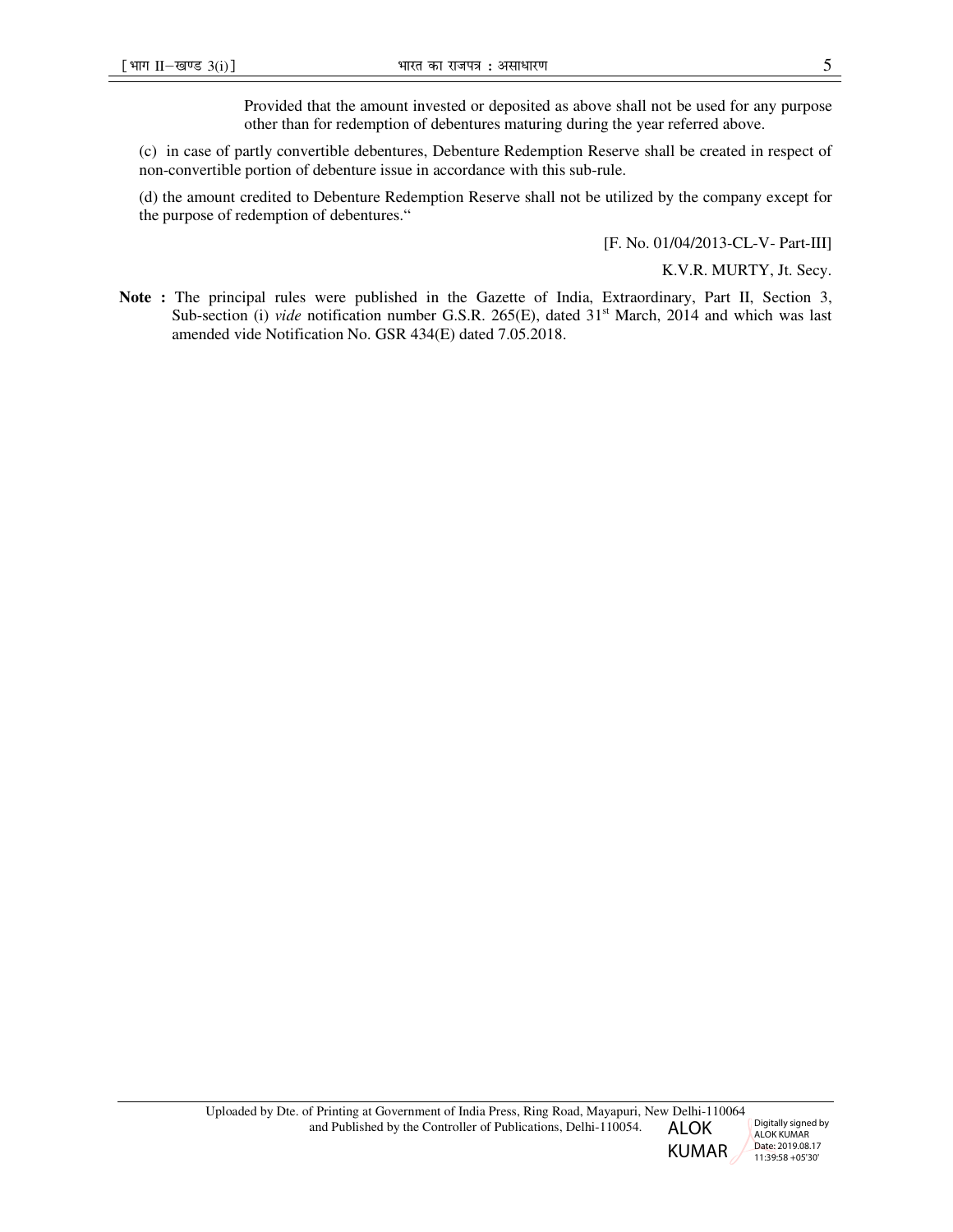Provided that the amount invested or deposited as above shall not be used for any purpose other than for redemption of debentures maturing during the year referred above.

(c) in case of partly convertible debentures, Debenture Redemption Reserve shall be created in respect of non-convertible portion of debenture issue in accordance with this sub-rule.

(d) the amount credited to Debenture Redemption Reserve shall not be utilized by the company except for the purpose of redemption of debentures."

[F. No. 01/04/2013-CL-V- Part-III]

K.V.R. MURTY, Jt. Secy.

**Note :** The principal rules were published in the Gazette of India, Extraordinary, Part II, Section 3, Sub-section (i) *vide* notification number G.S.R. 265(E), dated 31st March, 2014 and which was last amended vide Notification No. GSR 434(E) dated 7.05.2018.

Uploaded by Dte. of Printing at Government of India Press, Ring Road, Mayapuri, New Delhi-110064 and Published by the Controller of Publications, Delhi-110054.

ALOK KUMAR

Digitally signed by ALOK KUMAR
Date: 2019.08.17 11:39:58 +05'30'